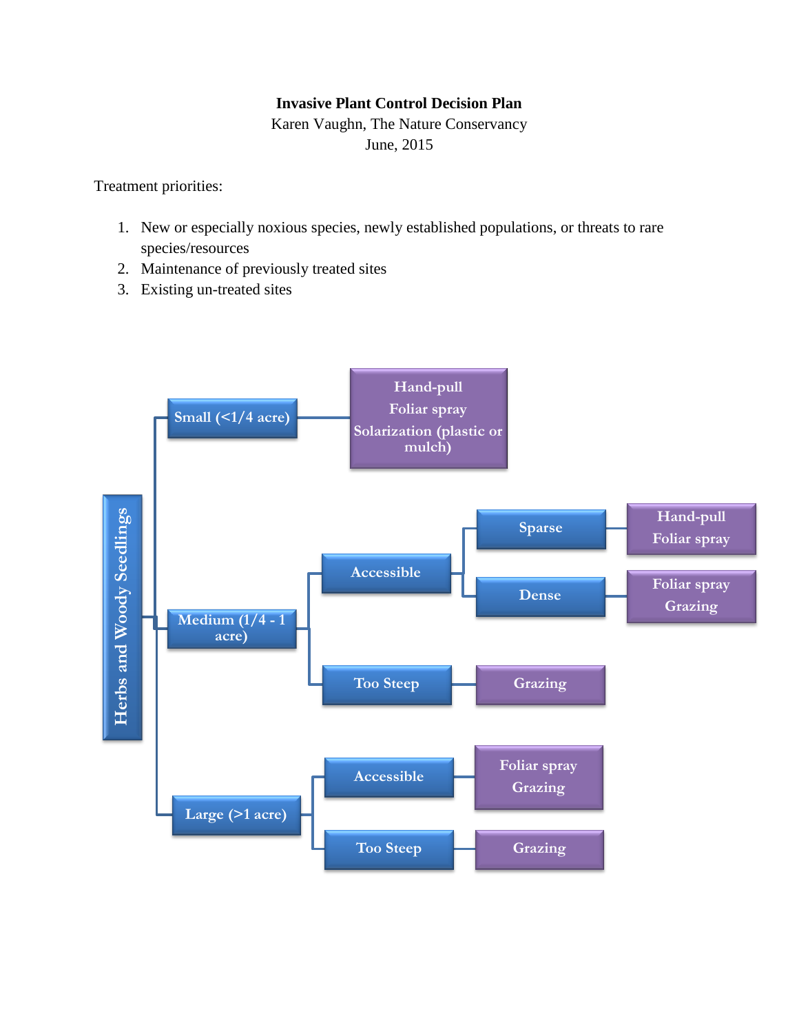**Invasive Plant Control Decision Plan**

Karen Vaughn, The Nature Conservancy

June, 2015

Treatment priorities:

1. New or especially noxious species, newly established populations, or threats to rare species/resources
2. Maintenance of previously treated sites
3. Existing un-treated sites

Herbs and Woody Seedlings

- Small (<1/4 acre)
  - Hand-pull
  - Foliar spray
  - Solarization (plastic or mulch)
- Medium (1/4 - 1 acre)
  - Accessible
    - Sparse
      - Hand-pull
      - Foliar spray
    - Dense
      - Foliar spray
      - Grazing
  - Too Steep
    - Grazing
- Large (>1 acre)
  - Accessible
    - Foliar spray
    - Grazing
  - Too Steep
    - Grazing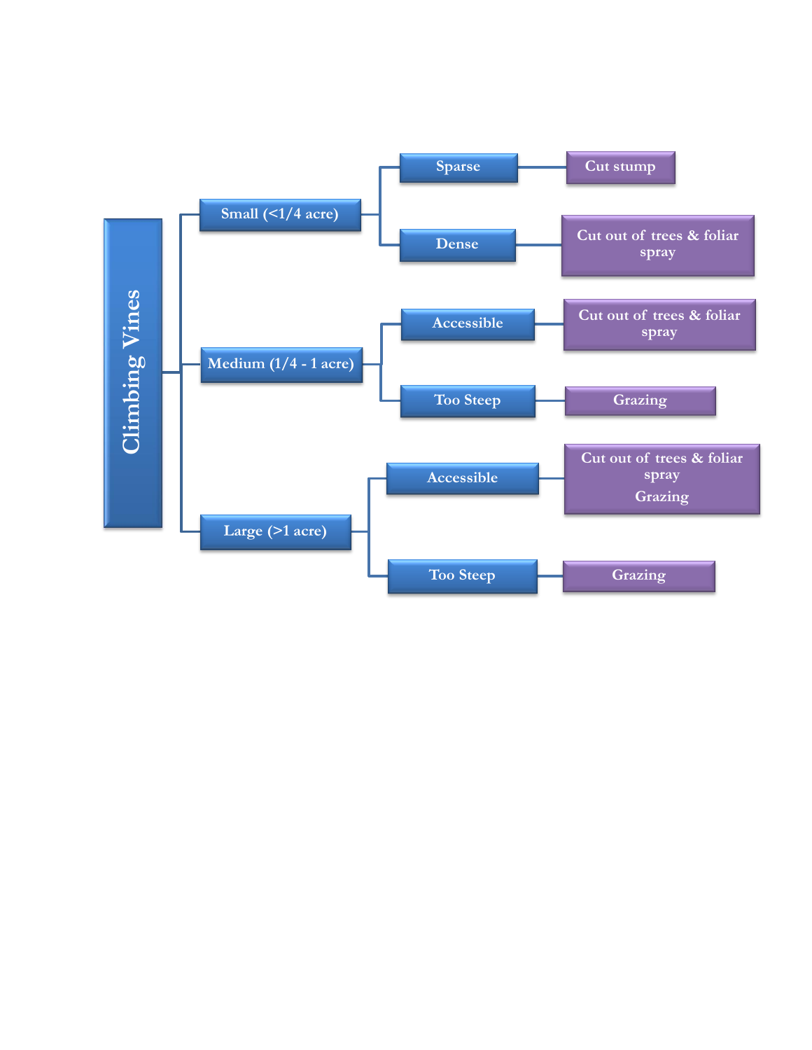# Climbing Vines

- **Small (<1/4 acre)**
  - Sparse → Cut stump
  - Dense → Cut out of trees & foliar spray
- **Medium (1/4 - 1 acre)**
  - Accessible → Cut out of trees & foliar spray
  - Too Steep → Grazing
- **Large (>1 acre)**
  - Accessible → Cut out of trees & foliar spray; Grazing
  - Too Steep → Grazing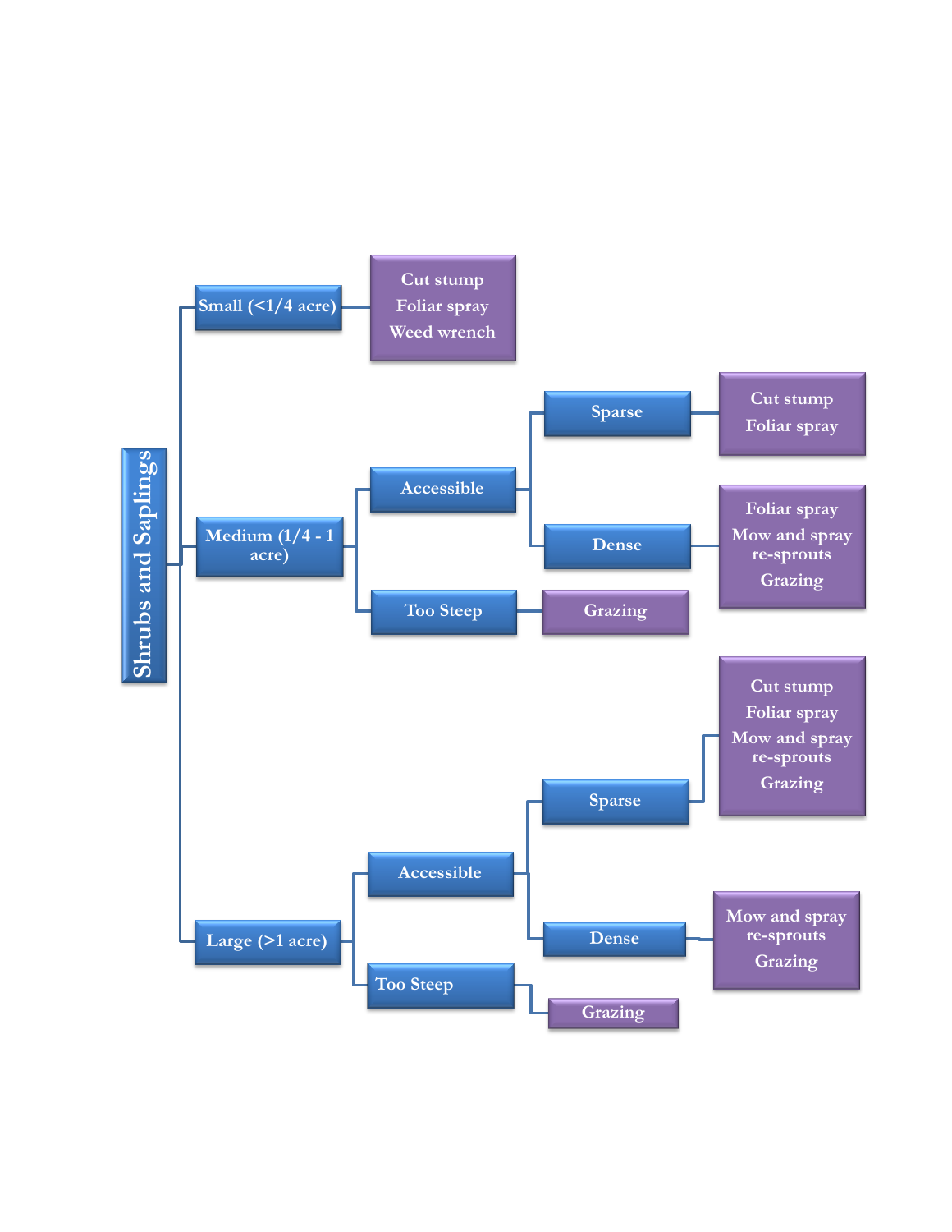# Shrubs and Saplings

- **Small (<1/4 acre)**
  - Cut stump
  - Foliar spray
  - Weed wrench
- **Medium (1/4 - 1 acre)**
  - **Accessible**
    - **Sparse**
      - Cut stump
      - Foliar spray
    - **Dense**
      - Foliar spray
      - Mow and spray re-sprouts
      - Grazing
  - **Too Steep**
    - Grazing
- **Large (>1 acre)**
  - **Accessible**
    - **Sparse**
      - Cut stump
      - Foliar spray
      - Mow and spray re-sprouts
      - Grazing
    - **Dense**
      - Mow and spray re-sprouts
      - Grazing
  - **Too Steep**
    - Grazing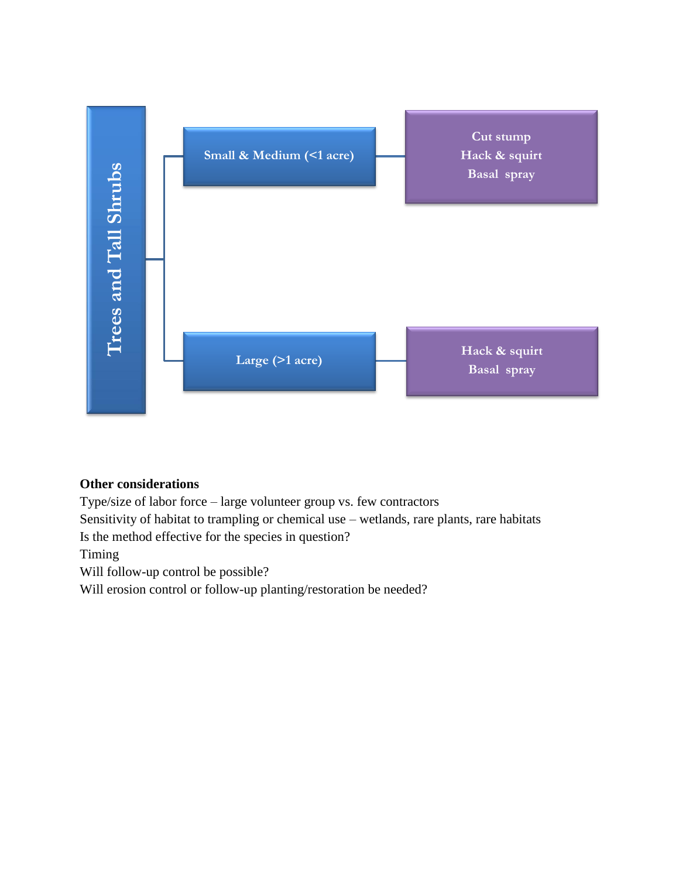Trees and Tall Shrubs

Small & Medium (<1 acre)

Cut stump
Hack & squirt
Basal spray

Large (>1 acre)

Hack & squirt
Basal spray

**Other considerations**

Type/size of labor force – large volunteer group vs. few contractors
Sensitivity of habitat to trampling or chemical use – wetlands, rare plants, rare habitats
Is the method effective for the species in question?
Timing
Will follow-up control be possible?
Will erosion control or follow-up planting/restoration be needed?